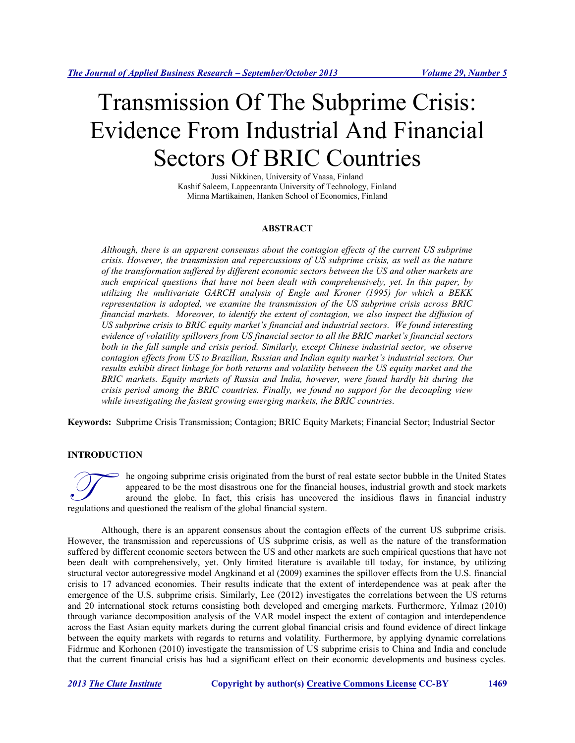# Transmission Of The Subprime Crisis: Evidence From Industrial And Financial Sectors Of BRIC Countries

Jussi Nikkinen, University of Vaasa, Finland
Kashif Saleem, Lappeenranta University of Technology, Finland
Minna Martikainen, Hanken School of Economics, Finland

## ABSTRACT

*Although, there is an apparent consensus about the contagion effects of the current US subprime crisis. However, the transmission and repercussions of US subprime crisis, as well as the nature of the transformation suffered by different economic sectors between the US and other markets are such empirical questions that have not been dealt with comprehensively, yet. In this paper, by utilizing the multivariate GARCH analysis of Engle and Kroner (1995) for which a BEKK representation is adopted, we examine the transmission of the US subprime crisis across BRIC financial markets. Moreover, to identify the extent of contagion, we also inspect the diffusion of US subprime crisis to BRIC equity market's financial and industrial sectors. We found interesting evidence of volatility spillovers from US financial sector to all the BRIC market's financial sectors both in the full sample and crisis period. Similarly, except Chinese industrial sector, we observe contagion effects from US to Brazilian, Russian and Indian equity market's industrial sectors. Our results exhibit direct linkage for both returns and volatility between the US equity market and the BRIC markets. Equity markets of Russia and India, however, were found hardly hit during the crisis period among the BRIC countries. Finally, we found no support for the decoupling view while investigating the fastest growing emerging markets, the BRIC countries.*

**Keywords:** Subprime Crisis Transmission; Contagion; BRIC Equity Markets; Financial Sector; Industrial Sector

## INTRODUCTION

The ongoing subprime crisis originated from the burst of real estate sector bubble in the United States appeared to be the most disastrous one for the financial houses, industrial growth and stock markets around the globe. In fact, this crisis has uncovered the insidious flaws in financial industry regulations and questioned the realism of the global financial system.

Although, there is an apparent consensus about the contagion effects of the current US subprime crisis. However, the transmission and repercussions of US subprime crisis, as well as the nature of the transformation suffered by different economic sectors between the US and other markets are such empirical questions that have not been dealt with comprehensively, yet. Only limited literature is available till today, for instance, by utilizing structural vector autoregressive model Angkinand et al (2009) examines the spillover effects from the U.S. financial crisis to 17 advanced economies. Their results indicate that the extent of interdependence was at peak after the emergence of the U.S. subprime crisis. Similarly, Lee (2012) investigates the correlations between the US returns and 20 international stock returns consisting both developed and emerging markets. Furthermore, Yılmaz (2010) through variance decomposition analysis of the VAR model inspect the extent of contagion and interdependence across the East Asian equity markets during the current global financial crisis and found evidence of direct linkage between the equity markets with regards to returns and volatility. Furthermore, by applying dynamic correlations Fidrmuc and Korhonen (2010) investigate the transmission of US subprime crisis to China and India and conclude that the current financial crisis has had a significant effect on their economic developments and business cycles.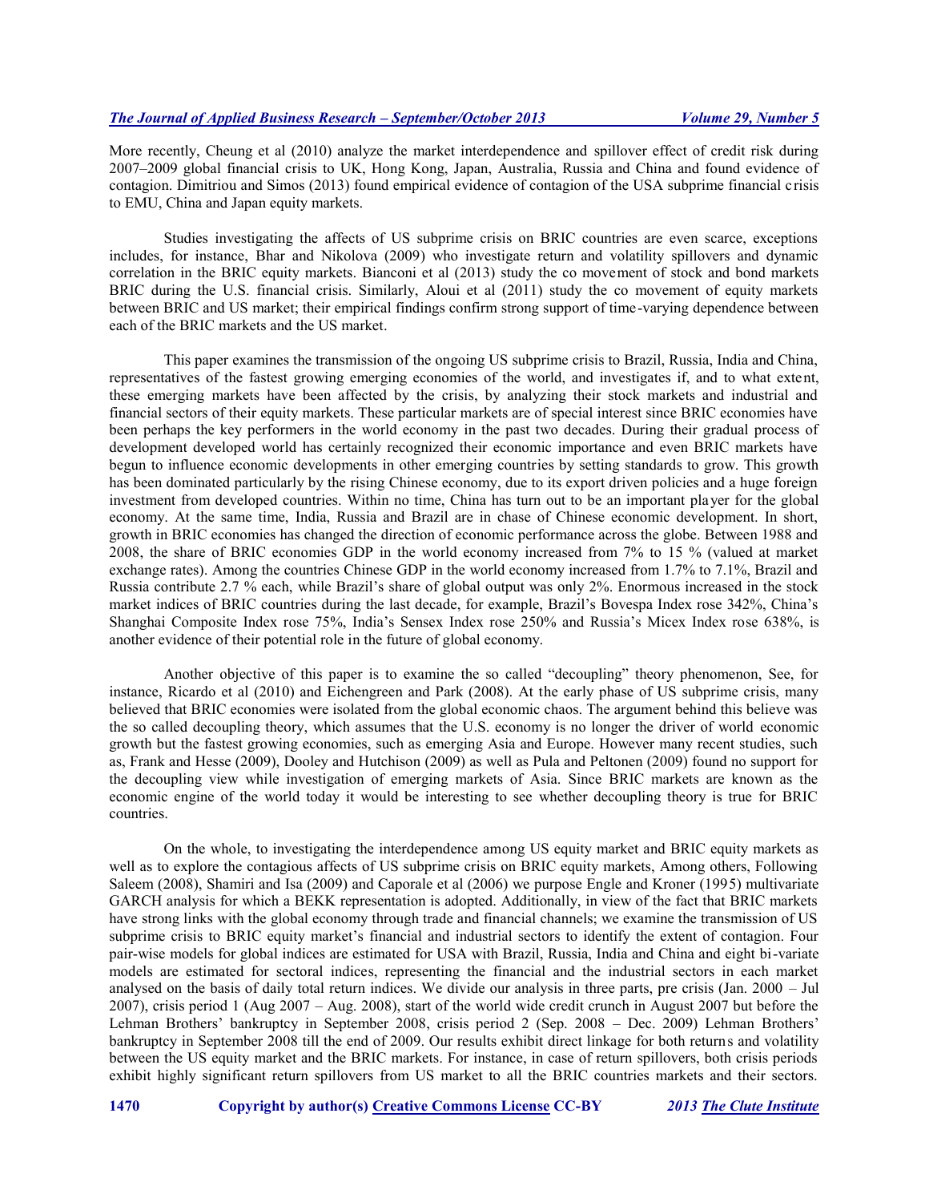More recently, Cheung et al (2010) analyze the market interdependence and spillover effect of credit risk during 2007–2009 global financial crisis to UK, Hong Kong, Japan, Australia, Russia and China and found evidence of contagion. Dimitriou and Simos (2013) found empirical evidence of contagion of the USA subprime financial crisis to EMU, China and Japan equity markets.

Studies investigating the affects of US subprime crisis on BRIC countries are even scarce, exceptions includes, for instance, Bhar and Nikolova (2009) who investigate return and volatility spillovers and dynamic correlation in the BRIC equity markets. Bianconi et al (2013) study the co movement of stock and bond markets BRIC during the U.S. financial crisis. Similarly, Aloui et al (2011) study the co movement of equity markets between BRIC and US market; their empirical findings confirm strong support of time-varying dependence between each of the BRIC markets and the US market.

This paper examines the transmission of the ongoing US subprime crisis to Brazil, Russia, India and China, representatives of the fastest growing emerging economies of the world, and investigates if, and to what extent, these emerging markets have been affected by the crisis, by analyzing their stock markets and industrial and financial sectors of their equity markets. These particular markets are of special interest since BRIC economies have been perhaps the key performers in the world economy in the past two decades. During their gradual process of development developed world has certainly recognized their economic importance and even BRIC markets have begun to influence economic developments in other emerging countries by setting standards to grow. This growth has been dominated particularly by the rising Chinese economy, due to its export driven policies and a huge foreign investment from developed countries. Within no time, China has turn out to be an important player for the global economy. At the same time, India, Russia and Brazil are in chase of Chinese economic development. In short, growth in BRIC economies has changed the direction of economic performance across the globe. Between 1988 and 2008, the share of BRIC economies GDP in the world economy increased from 7% to 15 % (valued at market exchange rates). Among the countries Chinese GDP in the world economy increased from 1.7% to 7.1%, Brazil and Russia contribute 2.7 % each, while Brazil's share of global output was only 2%. Enormous increased in the stock market indices of BRIC countries during the last decade, for example, Brazil's Bovespa Index rose 342%, China's Shanghai Composite Index rose 75%, India's Sensex Index rose 250% and Russia's Micex Index rose 638%, is another evidence of their potential role in the future of global economy.

Another objective of this paper is to examine the so called "decoupling" theory phenomenon, See, for instance, Ricardo et al (2010) and Eichengreen and Park (2008). At the early phase of US subprime crisis, many believed that BRIC economies were isolated from the global economic chaos. The argument behind this believe was the so called decoupling theory, which assumes that the U.S. economy is no longer the driver of world economic growth but the fastest growing economies, such as emerging Asia and Europe. However many recent studies, such as, Frank and Hesse (2009), Dooley and Hutchison (2009) as well as Pula and Peltonen (2009) found no support for the decoupling view while investigation of emerging markets of Asia. Since BRIC markets are known as the economic engine of the world today it would be interesting to see whether decoupling theory is true for BRIC countries.

On the whole, to investigating the interdependence among US equity market and BRIC equity markets as well as to explore the contagious affects of US subprime crisis on BRIC equity markets, Among others, Following Saleem (2008), Shamiri and Isa (2009) and Caporale et al (2006) we purpose Engle and Kroner (1995) multivariate GARCH analysis for which a BEKK representation is adopted. Additionally, in view of the fact that BRIC markets have strong links with the global economy through trade and financial channels; we examine the transmission of US subprime crisis to BRIC equity market's financial and industrial sectors to identify the extent of contagion. Four pair-wise models for global indices are estimated for USA with Brazil, Russia, India and China and eight bi-variate models are estimated for sectoral indices, representing the financial and the industrial sectors in each market analysed on the basis of daily total return indices. We divide our analysis in three parts, pre crisis (Jan. 2000 – Jul 2007), crisis period 1 (Aug 2007 – Aug. 2008), start of the world wide credit crunch in August 2007 but before the Lehman Brothers' bankruptcy in September 2008, crisis period 2 (Sep. 2008 – Dec. 2009) Lehman Brothers' bankruptcy in September 2008 till the end of 2009. Our results exhibit direct linkage for both returns and volatility between the US equity market and the BRIC markets. For instance, in case of return spillovers, both crisis periods exhibit highly significant return spillovers from US market to all the BRIC countries markets and their sectors.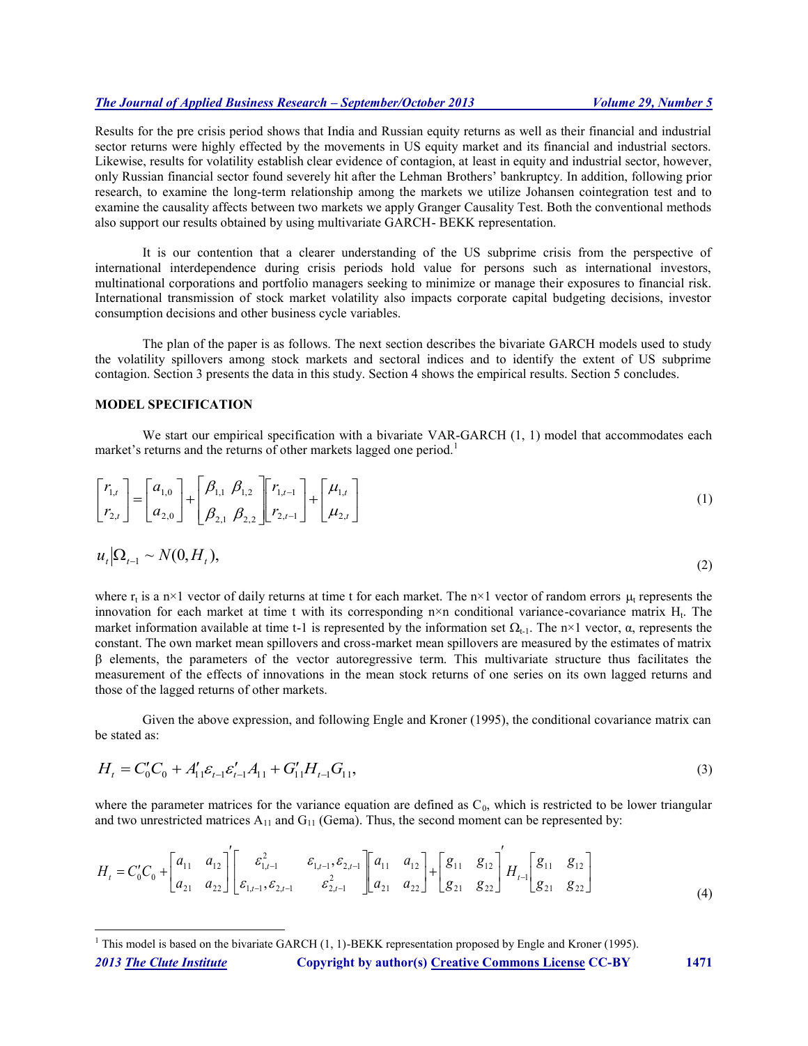Results for the pre crisis period shows that India and Russian equity returns as well as their financial and industrial sector returns were highly effected by the movements in US equity market and its financial and industrial sectors. Likewise, results for volatility establish clear evidence of contagion, at least in equity and industrial sector, however, only Russian financial sector found severely hit after the Lehman Brothers' bankruptcy. In addition, following prior research, to examine the long-term relationship among the markets we utilize Johansen cointegration test and to examine the causality affects between two markets we apply Granger Causality Test. Both the conventional methods also support our results obtained by using multivariate GARCH- BEKK representation.

It is our contention that a clearer understanding of the US subprime crisis from the perspective of international interdependence during crisis periods hold value for persons such as international investors, multinational corporations and portfolio managers seeking to minimize or manage their exposures to financial risk. International transmission of stock market volatility also impacts corporate capital budgeting decisions, investor consumption decisions and other business cycle variables.

The plan of the paper is as follows. The next section describes the bivariate GARCH models used to study the volatility spillovers among stock markets and sectoral indices and to identify the extent of US subprime contagion. Section 3 presents the data in this study. Section 4 shows the empirical results. Section 5 concludes.

## MODEL SPECIFICATION

We start our empirical specification with a bivariate VAR-GARCH (1, 1) model that accommodates each market's returns and the returns of other markets lagged one period.[1]

$$\begin{bmatrix} r_{1,t} \\ r_{2,t} \end{bmatrix} = \begin{bmatrix} a_{1,0} \\ a_{2,0} \end{bmatrix} + \begin{bmatrix} \beta_{1,1} & \beta_{1,2} \\ \beta_{2,1} & \beta_{2,2} \end{bmatrix} \begin{bmatrix} r_{1,t-1} \\ r_{2,t-1} \end{bmatrix} + \begin{bmatrix} \mu_{1,t} \\ \mu_{2,t} \end{bmatrix} \tag{1}$$

$$u_t \big| \Omega_{t-1} \sim N(0, H_t), \tag{2}$$

where $r_t$ is a n×1 vector of daily returns at time t for each market. The n×1 vector of random errors $\mu_t$ represents the innovation for each market at time t with its corresponding n×n conditional variance-covariance matrix $H_t$. The market information available at time t-1 is represented by the information set $\Omega_{t-1}$. The n×1 vector, α, represents the constant. The own market mean spillovers and cross-market mean spillovers are measured by the estimates of matrix β elements, the parameters of the vector autoregressive term. This multivariate structure thus facilitates the measurement of the effects of innovations in the mean stock returns of one series on its own lagged returns and those of the lagged returns of other markets.

Given the above expression, and following Engle and Kroner (1995), the conditional covariance matrix can be stated as:

$$H_t = C_0' C_0 + A_{11}' \varepsilon_{t-1} \varepsilon_{t-1}' A_{11} + G_{11}' H_{t-1} G_{11}, \tag{3}$$

where the parameter matrices for the variance equation are defined as $C_0$, which is restricted to be lower triangular and two unrestricted matrices $A_{11}$ and $G_{11}$ (Gema). Thus, the second moment can be represented by:

$$H_t = C_0' C_0 + \begin{bmatrix} a_{11} & a_{12} \\ a_{21} & a_{22} \end{bmatrix}' \begin{bmatrix} \varepsilon_{1,t-1}^2 & \varepsilon_{1,t-1}, \varepsilon_{2,t-1} \\ \varepsilon_{1,t-1}, \varepsilon_{2,t-1} & \varepsilon_{2,t-1}^2 \end{bmatrix} \begin{bmatrix} a_{11} & a_{12} \\ a_{21} & a_{22} \end{bmatrix} + \begin{bmatrix} g_{11} & g_{12} \\ g_{21} & g_{22} \end{bmatrix}' H_{t-1} \begin{bmatrix} g_{11} & g_{12} \\ g_{21} & g_{22} \end{bmatrix} \tag{4}$$

[1] This model is based on the bivariate GARCH (1, 1)-BEKK representation proposed by Engle and Kroner (1995).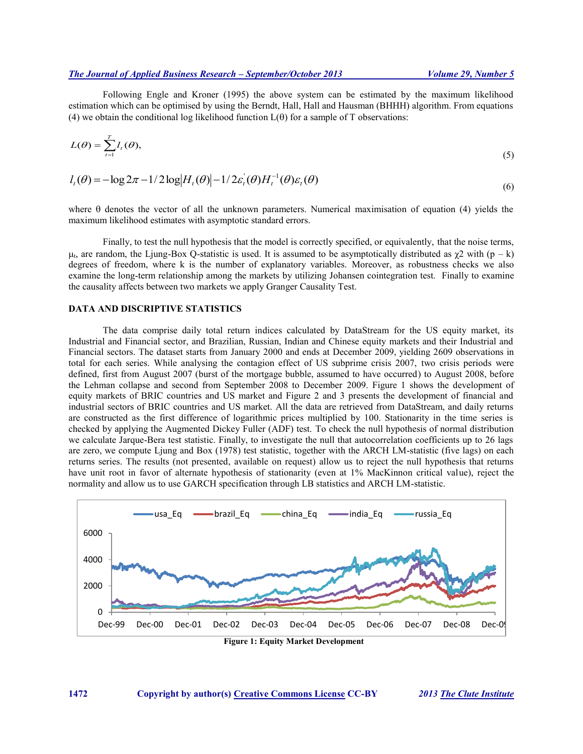Following Engle and Kroner (1995) the above system can be estimated by the maximum likelihood estimation which can be optimised by using the Berndt, Hall, Hall and Hausman (BHHH) algorithm. From equations (4) we obtain the conditional log likelihood function L(θ) for a sample of T observations:

$$L(\theta) = \sum_{t=1}^{T} l_t(\theta), \tag{5}$$

$$l_t(\theta) = -\log 2\pi - 1/2 \log|H_t(\theta)| - 1/2\varepsilon_t^{'}(\theta)H_t^{-1}(\theta)\varepsilon_t(\theta) \tag{6}$$

where θ denotes the vector of all the unknown parameters. Numerical maximisation of equation (4) yields the maximum likelihood estimates with asymptotic standard errors.

Finally, to test the null hypothesis that the model is correctly specified, or equivalently, that the noise terms, $\mu_t$, are random, the Ljung-Box Q-statistic is used. It is assumed to be asymptotically distributed as $\chi 2$ with (p – k) degrees of freedom, where k is the number of explanatory variables. Moreover, as robustness checks we also examine the long-term relationship among the markets by utilizing Johansen cointegration test. Finally to examine the causality affects between two markets we apply Granger Causality Test.

## DATA AND DISCRIPTIVE STATISTICS

The data comprise daily total return indices calculated by DataStream for the US equity market, its Industrial and Financial sector, and Brazilian, Russian, Indian and Chinese equity markets and their Industrial and Financial sectors. The dataset starts from January 2000 and ends at December 2009, yielding 2609 observations in total for each series. While analysing the contagion effect of US subprime crisis 2007, two crisis periods were defined, first from August 2007 (burst of the mortgage bubble, assumed to have occurred) to August 2008, before the Lehman collapse and second from September 2008 to December 2009. Figure 1 shows the development of equity markets of BRIC countries and US market and Figure 2 and 3 presents the development of financial and industrial sectors of BRIC countries and US market. All the data are retrieved from DataStream, and daily returns are constructed as the first difference of logarithmic prices multiplied by 100. Stationarity in the time series is checked by applying the Augmented Dickey Fuller (ADF) test. To check the null hypothesis of normal distribution we calculate Jarque-Bera test statistic. Finally, to investigate the null that autocorrelation coefficients up to 26 lags are zero, we compute Ljung and Box (1978) test statistic, together with the ARCH LM-statistic (five lags) on each returns series. The results (not presented, available on request) allow us to reject the null hypothesis that returns have unit root in favor of alternate hypothesis of stationarity (even at 1% MacKinnon critical value), reject the normality and allow us to use GARCH specification through LB statistics and ARCH LM-statistic.

**Figure 1: Equity Market Development**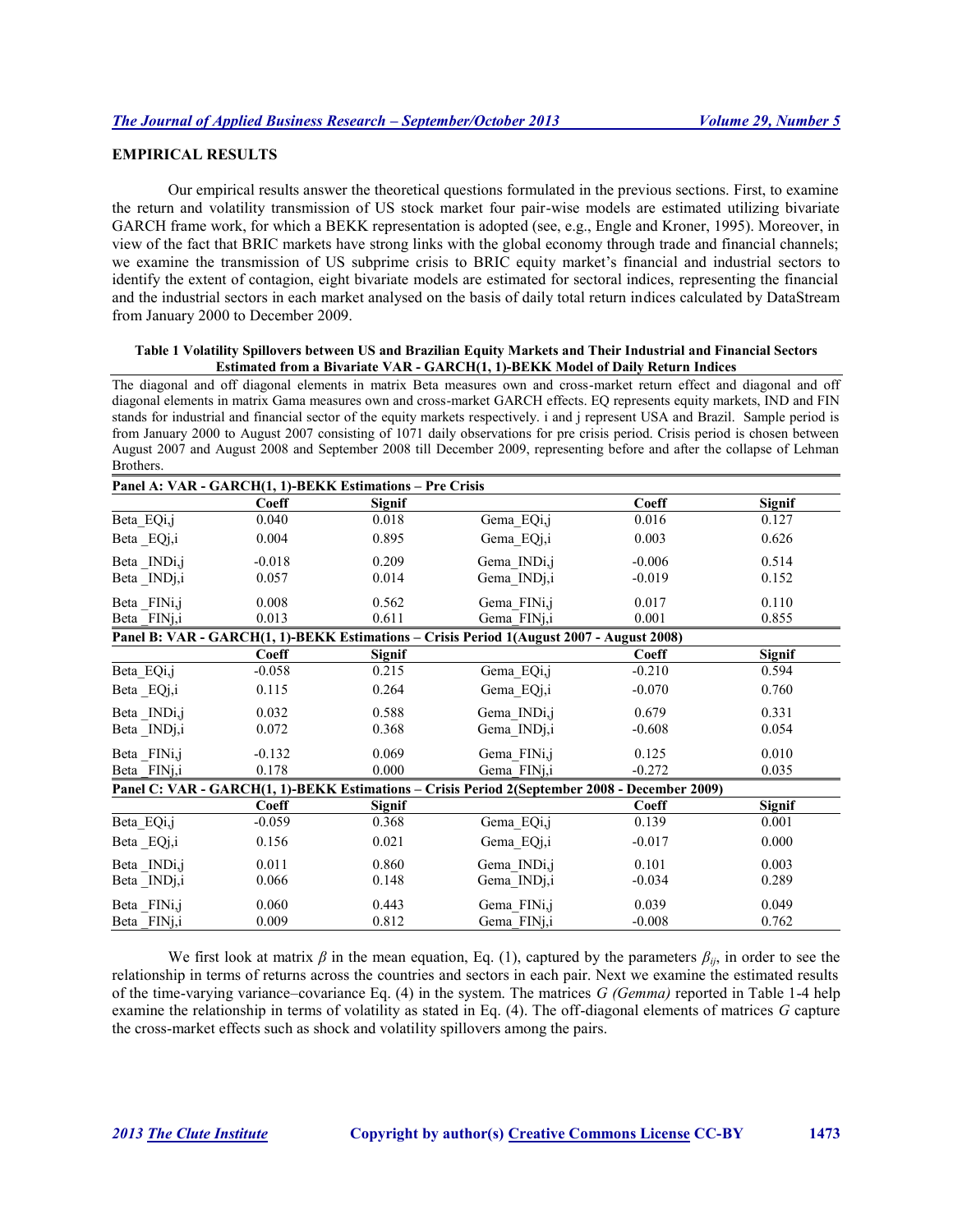## EMPIRICAL RESULTS

Our empirical results answer the theoretical questions formulated in the previous sections. First, to examine the return and volatility transmission of US stock market four pair-wise models are estimated utilizing bivariate GARCH frame work, for which a BEKK representation is adopted (see, e.g., Engle and Kroner, 1995). Moreover, in view of the fact that BRIC markets have strong links with the global economy through trade and financial channels; we examine the transmission of US subprime crisis to BRIC equity market's financial and industrial sectors to identify the extent of contagion, eight bivariate models are estimated for sectoral indices, representing the financial and the industrial sectors in each market analysed on the basis of daily total return indices calculated by DataStream from January 2000 to December 2009.

**Table 1 Volatility Spillovers between US and Brazilian Equity Markets and Their Industrial and Financial Sectors Estimated from a Bivariate VAR - GARCH(1, 1)-BEKK Model of Daily Return Indices**

The diagonal and off diagonal elements in matrix Beta measures own and cross-market return effect and diagonal and off diagonal elements in matrix Gama measures own and cross-market GARCH effects. EQ represents equity markets, IND and FIN stands for industrial and financial sector of the equity markets respectively. i and j represent USA and Brazil. Sample period is from January 2000 to August 2007 consisting of 1071 daily observations for pre crisis period. Crisis period is chosen between August 2007 and August 2008 and September 2008 till December 2009, representing before and after the collapse of Lehman Brothers.

| **Panel A: VAR - GARCH(1, 1)-BEKK Estimations – Pre Crisis** | | | | | |
|---|---|---|---|---|---|
| | **Coeff** | **Signif** | | **Coeff** | **Signif** |
| Beta_EQi,j | 0.040 | 0.018 | Gema_EQi,j | 0.016 | 0.127 |
| Beta _EQj,i | 0.004 | 0.895 | Gema_EQj,i | 0.003 | 0.626 |
| Beta _INDi,j | -0.018 | 0.209 | Gema_INDi,j | -0.006 | 0.514 |
| Beta _INDj,i | 0.057 | 0.014 | Gema_INDj,i | -0.019 | 0.152 |
| Beta _FINi,j | 0.008 | 0.562 | Gema_FINi,j | 0.017 | 0.110 |
| Beta _FINj,i | 0.013 | 0.611 | Gema_FINj,i | 0.001 | 0.855 |
| **Panel B: VAR - GARCH(1, 1)-BEKK Estimations – Crisis Period 1(August 2007 - August 2008)** | | | | | |
| | **Coeff** | **Signif** | | **Coeff** | **Signif** |
| Beta_EQi,j | -0.058 | 0.215 | Gema_EQi,j | -0.210 | 0.594 |
| Beta _EQj,i | 0.115 | 0.264 | Gema_EQj,i | -0.070 | 0.760 |
| Beta _INDi,j | 0.032 | 0.588 | Gema_INDi,j | 0.679 | 0.331 |
| Beta _INDj,i | 0.072 | 0.368 | Gema_INDj,i | -0.608 | 0.054 |
| Beta _FINi,j | -0.132 | 0.069 | Gema_FINi,j | 0.125 | 0.010 |
| Beta _FINj,i | 0.178 | 0.000 | Gema_FINj,i | -0.272 | 0.035 |
| **Panel C: VAR - GARCH(1, 1)-BEKK Estimations – Crisis Period 2(September 2008 - December 2009)** | | | | | |
| | **Coeff** | **Signif** | | **Coeff** | **Signif** |
| Beta_EQi,j | -0.059 | 0.368 | Gema_EQi,j | 0.139 | 0.001 |
| Beta _EQj,i | 0.156 | 0.021 | Gema_EQj,i | -0.017 | 0.000 |
| Beta _INDi,j | 0.011 | 0.860 | Gema_INDi,j | 0.101 | 0.003 |
| Beta _INDj,i | 0.066 | 0.148 | Gema_INDj,i | -0.034 | 0.289 |
| Beta _FINi,j | 0.060 | 0.443 | Gema_FINi,j | 0.039 | 0.049 |
| Beta _FINj,i | 0.009 | 0.812 | Gema_FINj,i | -0.008 | 0.762 |

We first look at matrix $\beta$ in the mean equation, Eq. (1), captured by the parameters $\beta_{ij}$, in order to see the relationship in terms of returns across the countries and sectors in each pair. Next we examine the estimated results of the time-varying variance–covariance Eq. (4) in the system. The matrices *G (Gemma)* reported in Table 1-4 help examine the relationship in terms of volatility as stated in Eq. (4). The off-diagonal elements of matrices *G* capture the cross-market effects such as shock and volatility spillovers among the pairs.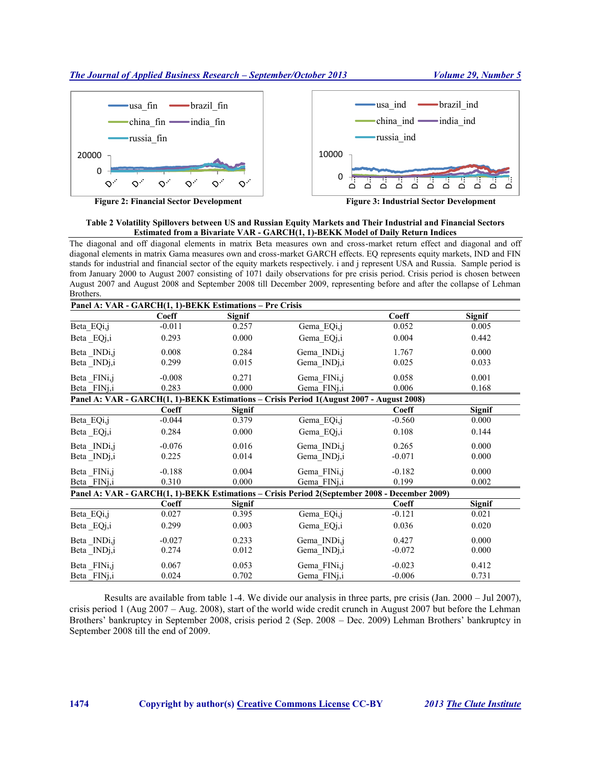Figure 2: Financial Sector Development

Figure 3: Industrial Sector Development

**Table 2 Volatility Spillovers between US and Russian Equity Markets and Their Industrial and Financial Sectors Estimated from a Bivariate VAR - GARCH(1, 1)-BEKK Model of Daily Return Indices**

The diagonal and off diagonal elements in matrix Beta measures own and cross-market return effect and diagonal and off diagonal elements in matrix Gama measures own and cross-market GARCH effects. EQ represents equity markets, IND and FIN stands for industrial and financial sector of the equity markets respectively. i and j represent USA and Russia. Sample period is from January 2000 to August 2007 consisting of 1071 daily observations for pre crisis period. Crisis period is chosen between August 2007 and August 2008 and September 2008 till December 2009, representing before and after the collapse of Lehman Brothers.

| **Panel A: VAR - GARCH(1, 1)-BEKK Estimations – Pre Crisis** | | | | | |
|---|---|---|---|---|---|
| | **Coeff** | **Signif** | | **Coeff** | **Signif** |
| Beta_EQi,j | -0.011 | 0.257 | Gema_EQi,j | 0.052 | 0.005 |
| Beta _EQj,i | 0.293 | 0.000 | Gema_EQj,i | 0.004 | 0.442 |
| Beta _INDi,j | 0.008 | 0.284 | Gema_INDi,j | 1.767 | 0.000 |
| Beta _INDj,i | 0.299 | 0.015 | Gema_INDj,i | 0.025 | 0.033 |
| Beta _FINi,j | -0.008 | 0.271 | Gema_FINi,j | 0.058 | 0.001 |
| Beta _FINj,i | 0.283 | 0.000 | Gema_FINj,i | 0.006 | 0.168 |
| **Panel A: VAR - GARCH(1, 1)-BEKK Estimations – Crisis Period 1(August 2007 - August 2008)** | | | | | |
| | **Coeff** | **Signif** | | **Coeff** | **Signif** |
| Beta_EQi,j | -0.044 | 0.379 | Gema_EQi,j | -0.560 | 0.000 |
| Beta _EQj,i | 0.284 | 0.000 | Gema_EQj,i | 0.108 | 0.144 |
| Beta _INDi,j | -0.076 | 0.016 | Gema_INDi,j | 0.265 | 0.000 |
| Beta _INDj,i | 0.225 | 0.014 | Gema_INDj,i | -0.071 | 0.000 |
| Beta _FINi,j | -0.188 | 0.004 | Gema_FINi,j | -0.182 | 0.000 |
| Beta _FINj,i | 0.310 | 0.000 | Gema_FINj,i | 0.199 | 0.002 |
| **Panel A: VAR - GARCH(1, 1)-BEKK Estimations – Crisis Period 2(September 2008 - December 2009)** | | | | | |
| | **Coeff** | **Signif** | | **Coeff** | **Signif** |
| Beta_EQi,j | 0.027 | 0.395 | Gema_EQi,j | -0.121 | 0.021 |
| Beta _EQj,i | 0.299 | 0.003 | Gema_EQj,i | 0.036 | 0.020 |
| Beta _INDi,j | -0.027 | 0.233 | Gema_INDi,j | 0.427 | 0.000 |
| Beta _INDj,i | 0.274 | 0.012 | Gema_INDj,i | -0.072 | 0.000 |
| Beta _FINi,j | 0.067 | 0.053 | Gema_FINi,j | -0.023 | 0.412 |
| Beta _FINj,i | 0.024 | 0.702 | Gema_FINj,i | -0.006 | 0.731 |

Results are available from table 1-4. We divide our analysis in three parts, pre crisis (Jan. 2000 – Jul 2007), crisis period 1 (Aug 2007 – Aug. 2008), start of the world wide credit crunch in August 2007 but before the Lehman Brothers' bankruptcy in September 2008, crisis period 2 (Sep. 2008 – Dec. 2009) Lehman Brothers' bankruptcy in September 2008 till the end of 2009.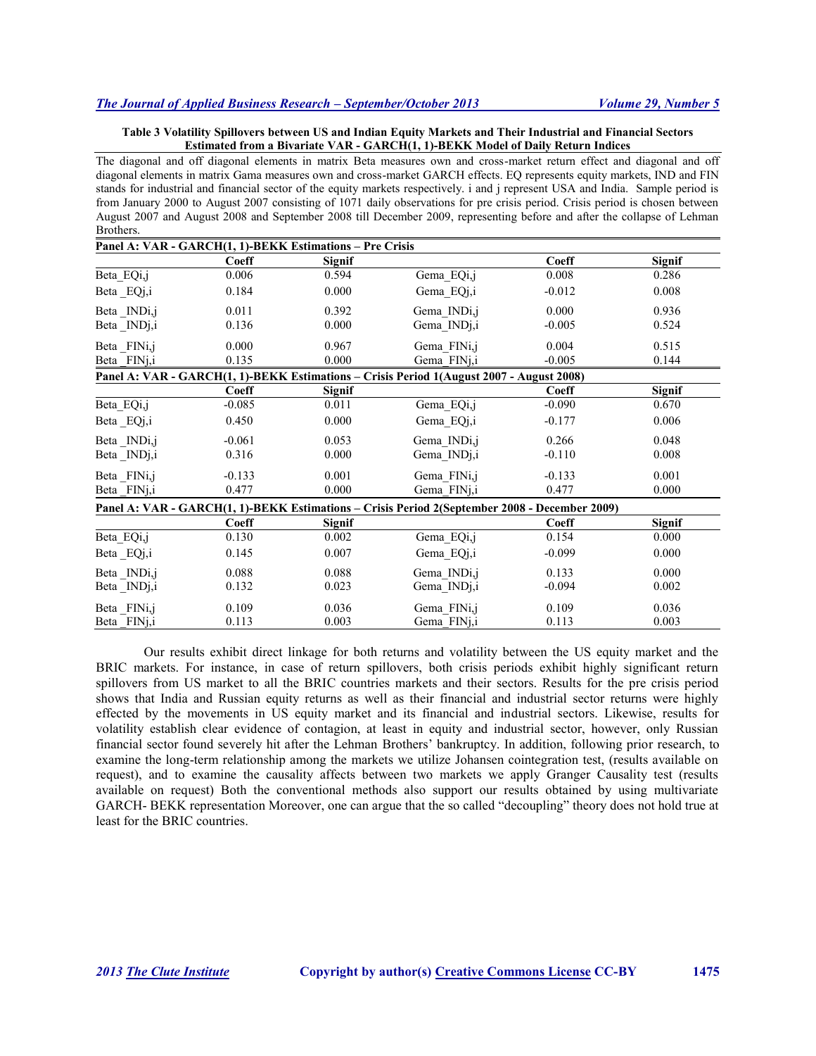**Table 3 Volatility Spillovers between US and Indian Equity Markets and Their Industrial and Financial Sectors Estimated from a Bivariate VAR - GARCH(1, 1)-BEKK Model of Daily Return Indices**

The diagonal and off diagonal elements in matrix Beta measures own and cross-market return effect and diagonal and off diagonal elements in matrix Gama measures own and cross-market GARCH effects. EQ represents equity markets, IND and FIN stands for industrial and financial sector of the equity markets respectively. i and j represent USA and India. Sample period is from January 2000 to August 2007 consisting of 1071 daily observations for pre crisis period. Crisis period is chosen between August 2007 and August 2008 and September 2008 till December 2009, representing before and after the collapse of Lehman Brothers.

| **Panel A: VAR - GARCH(1, 1)-BEKK Estimations – Pre Crisis** | | | | | |
|---|---|---|---|---|---|
| | **Coeff** | **Signif** | | **Coeff** | **Signif** |
| Beta_EQi,j | 0.006 | 0.594 | Gema_EQi,j | 0.008 | 0.286 |
| Beta _EQj,i | 0.184 | 0.000 | Gema_EQj,i | -0.012 | 0.008 |
| Beta _INDi,j | 0.011 | 0.392 | Gema_INDi,j | 0.000 | 0.936 |
| Beta _INDj,i | 0.136 | 0.000 | Gema_INDj,i | -0.005 | 0.524 |
| Beta _FINi,j | 0.000 | 0.967 | Gema_FINi,j | 0.004 | 0.515 |
| Beta _FINj,i | 0.135 | 0.000 | Gema_FINj,i | -0.005 | 0.144 |
| **Panel A: VAR - GARCH(1, 1)-BEKK Estimations – Crisis Period 1(August 2007 - August 2008)** | | | | | |
| | **Coeff** | **Signif** | | **Coeff** | **Signif** |
| Beta_EQi,j | -0.085 | 0.011 | Gema_EQi,j | -0.090 | 0.670 |
| Beta _EQj,i | 0.450 | 0.000 | Gema_EQj,i | -0.177 | 0.006 |
| Beta _INDi,j | -0.061 | 0.053 | Gema_INDi,j | 0.266 | 0.048 |
| Beta _INDj,i | 0.316 | 0.000 | Gema_INDj,i | -0.110 | 0.008 |
| Beta _FINi,j | -0.133 | 0.001 | Gema_FINi,j | -0.133 | 0.001 |
| Beta _FINj,i | 0.477 | 0.000 | Gema_FINj,i | 0.477 | 0.000 |
| **Panel A: VAR - GARCH(1, 1)-BEKK Estimations – Crisis Period 2(September 2008 - December 2009)** | | | | | |
| | **Coeff** | **Signif** | | **Coeff** | **Signif** |
| Beta_EQi,j | 0.130 | 0.002 | Gema_EQi,j | 0.154 | 0.000 |
| Beta _EQj,i | 0.145 | 0.007 | Gema_EQj,i | -0.099 | 0.000 |
| Beta _INDi,j | 0.088 | 0.088 | Gema_INDi,j | 0.133 | 0.000 |
| Beta _INDj,i | 0.132 | 0.023 | Gema_INDj,i | -0.094 | 0.002 |
| Beta _FINi,j | 0.109 | 0.036 | Gema_FINi,j | 0.109 | 0.036 |
| Beta _FINj,i | 0.113 | 0.003 | Gema_FINj,i | 0.113 | 0.003 |

Our results exhibit direct linkage for both returns and volatility between the US equity market and the BRIC markets. For instance, in case of return spillovers, both crisis periods exhibit highly significant return spillovers from US market to all the BRIC countries markets and their sectors. Results for the pre crisis period shows that India and Russian equity returns as well as their financial and industrial sector returns were highly effected by the movements in US equity market and its financial and industrial sectors. Likewise, results for volatility establish clear evidence of contagion, at least in equity and industrial sector, however, only Russian financial sector found severely hit after the Lehman Brothers' bankruptcy. In addition, following prior research, to examine the long-term relationship among the markets we utilize Johansen cointegration test, (results available on request), and to examine the causality affects between two markets we apply Granger Causality test (results available on request) Both the conventional methods also support our results obtained by using multivariate GARCH- BEKK representation Moreover, one can argue that the so called "decoupling" theory does not hold true at least for the BRIC countries.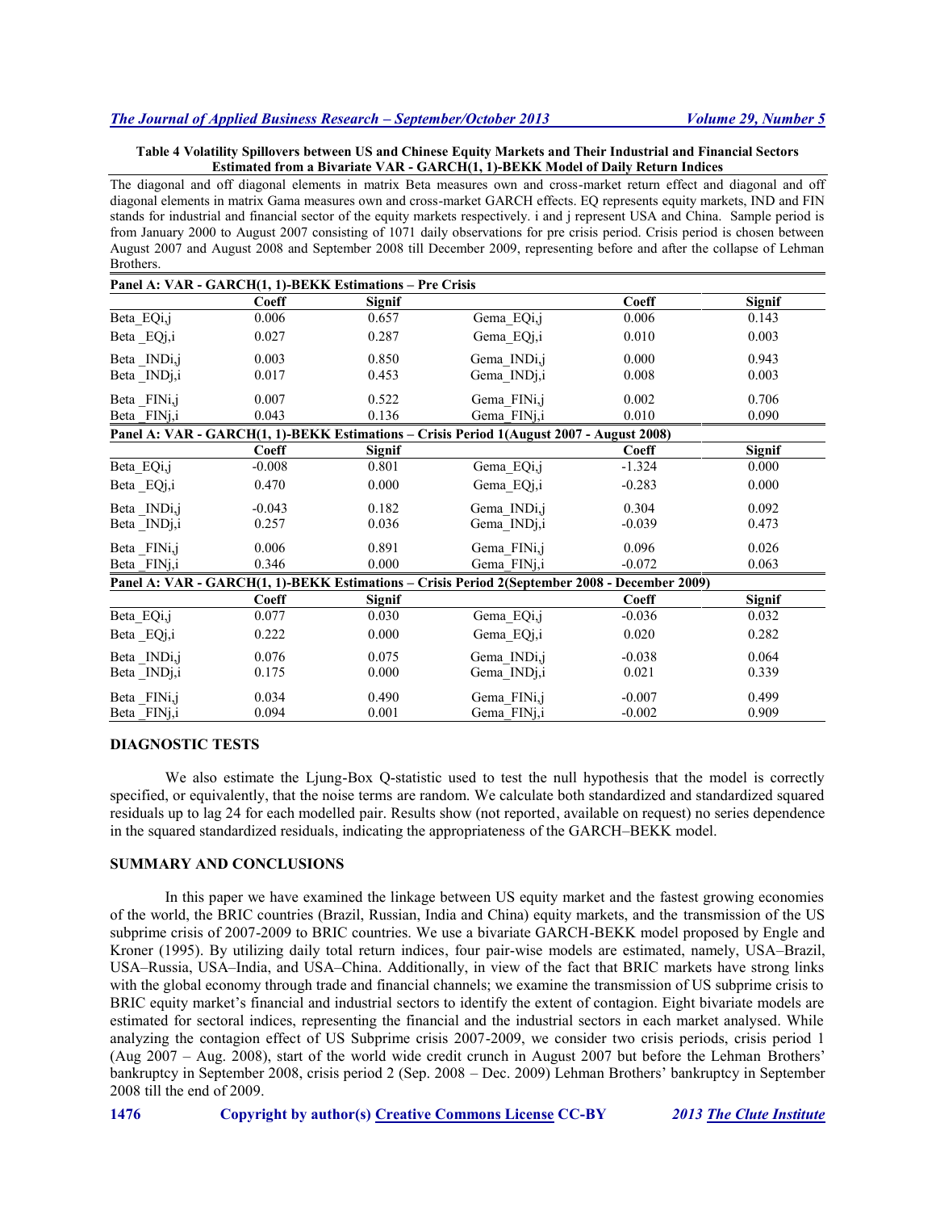**Table 4 Volatility Spillovers between US and Chinese Equity Markets and Their Industrial and Financial Sectors Estimated from a Bivariate VAR - GARCH(1, 1)-BEKK Model of Daily Return Indices**

The diagonal and off diagonal elements in matrix Beta measures own and cross-market return effect and diagonal and off diagonal elements in matrix Gama measures own and cross-market GARCH effects. EQ represents equity markets, IND and FIN stands for industrial and financial sector of the equity markets respectively. i and j represent USA and China. Sample period is from January 2000 to August 2007 consisting of 1071 daily observations for pre crisis period. Crisis period is chosen between August 2007 and August 2008 and September 2008 till December 2009, representing before and after the collapse of Lehman Brothers.

| **Panel A: VAR - GARCH(1, 1)-BEKK Estimations – Pre Crisis** | | | | | |
|---|---|---|---|---|---|
| | **Coeff** | **Signif** | | **Coeff** | **Signif** |
| Beta_EQi,j | 0.006 | 0.657 | Gema_EQi,j | 0.006 | 0.143 |
| Beta _EQj,i | 0.027 | 0.287 | Gema_EQj,i | 0.010 | 0.003 |
| Beta _INDi,j | 0.003 | 0.850 | Gema_INDi,j | 0.000 | 0.943 |
| Beta _INDj,i | 0.017 | 0.453 | Gema_INDj,i | 0.008 | 0.003 |
| Beta _FINi,j | 0.007 | 0.522 | Gema_FINi,j | 0.002 | 0.706 |
| Beta _FINj,i | 0.043 | 0.136 | Gema_FINj,i | 0.010 | 0.090 |
| **Panel A: VAR - GARCH(1, 1)-BEKK Estimations – Crisis Period 1(August 2007 - August 2008)** | | | | | |
| | **Coeff** | **Signif** | | **Coeff** | **Signif** |
| Beta_EQi,j | -0.008 | 0.801 | Gema_EQi,j | -1.324 | 0.000 |
| Beta _EQj,i | 0.470 | 0.000 | Gema_EQj,i | -0.283 | 0.000 |
| Beta _INDi,j | -0.043 | 0.182 | Gema_INDi,j | 0.304 | 0.092 |
| Beta _INDj,i | 0.257 | 0.036 | Gema_INDj,i | -0.039 | 0.473 |
| Beta _FINi,j | 0.006 | 0.891 | Gema_FINi,j | 0.096 | 0.026 |
| Beta _FINj,i | 0.346 | 0.000 | Gema_FINj,i | -0.072 | 0.063 |
| **Panel A: VAR - GARCH(1, 1)-BEKK Estimations – Crisis Period 2(September 2008 - December 2009)** | | | | | |
| | **Coeff** | **Signif** | | **Coeff** | **Signif** |
| Beta_EQi,j | 0.077 | 0.030 | Gema_EQi,j | -0.036 | 0.032 |
| Beta _EQj,i | 0.222 | 0.000 | Gema_EQj,i | 0.020 | 0.282 |
| Beta _INDi,j | 0.076 | 0.075 | Gema_INDi,j | -0.038 | 0.064 |
| Beta _INDj,i | 0.175 | 0.000 | Gema_INDj,i | 0.021 | 0.339 |
| Beta _FINi,j | 0.034 | 0.490 | Gema_FINi,j | -0.007 | 0.499 |
| Beta _FINj,i | 0.094 | 0.001 | Gema_FINj,i | -0.002 | 0.909 |

## DIAGNOSTIC TESTS

We also estimate the Ljung-Box Q-statistic used to test the null hypothesis that the model is correctly specified, or equivalently, that the noise terms are random. We calculate both standardized and standardized squared residuals up to lag 24 for each modelled pair. Results show (not reported, available on request) no series dependence in the squared standardized residuals, indicating the appropriateness of the GARCH–BEKK model.

## SUMMARY AND CONCLUSIONS

In this paper we have examined the linkage between US equity market and the fastest growing economies of the world, the BRIC countries (Brazil, Russian, India and China) equity markets, and the transmission of the US subprime crisis of 2007-2009 to BRIC countries. We use a bivariate GARCH-BEKK model proposed by Engle and Kroner (1995). By utilizing daily total return indices, four pair-wise models are estimated, namely, USA–Brazil, USA–Russia, USA–India, and USA–China. Additionally, in view of the fact that BRIC markets have strong links with the global economy through trade and financial channels; we examine the transmission of US subprime crisis to BRIC equity market's financial and industrial sectors to identify the extent of contagion. Eight bivariate models are estimated for sectoral indices, representing the financial and the industrial sectors in each market analysed. While analyzing the contagion effect of US Subprime crisis 2007-2009, we consider two crisis periods, crisis period 1 (Aug 2007 – Aug. 2008), start of the world wide credit crunch in August 2007 but before the Lehman Brothers' bankruptcy in September 2008, crisis period 2 (Sep. 2008 – Dec. 2009) Lehman Brothers' bankruptcy in September 2008 till the end of 2009.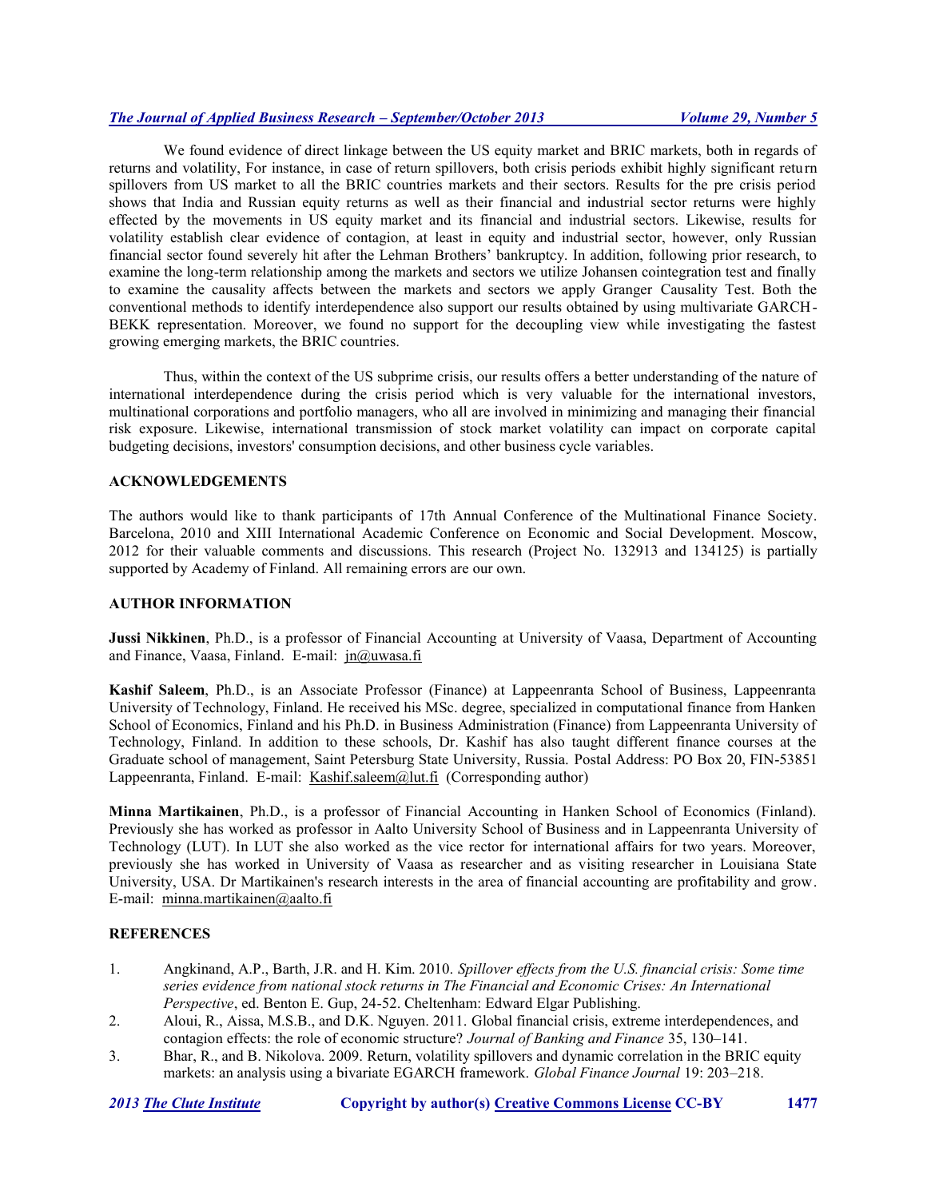We found evidence of direct linkage between the US equity market and BRIC markets, both in regards of returns and volatility, For instance, in case of return spillovers, both crisis periods exhibit highly significant return spillovers from US market to all the BRIC countries markets and their sectors. Results for the pre crisis period shows that India and Russian equity returns as well as their financial and industrial sector returns were highly effected by the movements in US equity market and its financial and industrial sectors. Likewise, results for volatility establish clear evidence of contagion, at least in equity and industrial sector, however, only Russian financial sector found severely hit after the Lehman Brothers' bankruptcy. In addition, following prior research, to examine the long-term relationship among the markets and sectors we utilize Johansen cointegration test and finally to examine the causality affects between the markets and sectors we apply Granger Causality Test. Both the conventional methods to identify interdependence also support our results obtained by using multivariate GARCH-BEKK representation. Moreover, we found no support for the decoupling view while investigating the fastest growing emerging markets, the BRIC countries.

Thus, within the context of the US subprime crisis, our results offers a better understanding of the nature of international interdependence during the crisis period which is very valuable for the international investors, multinational corporations and portfolio managers, who all are involved in minimizing and managing their financial risk exposure. Likewise, international transmission of stock market volatility can impact on corporate capital budgeting decisions, investors' consumption decisions, and other business cycle variables.

## ACKNOWLEDGEMENTS

The authors would like to thank participants of 17th Annual Conference of the Multinational Finance Society. Barcelona, 2010 and XIII International Academic Conference on Economic and Social Development. Moscow, 2012 for their valuable comments and discussions. This research (Project No. 132913 and 134125) is partially supported by Academy of Finland. All remaining errors are our own.

## AUTHOR INFORMATION

**Jussi Nikkinen**, Ph.D., is a professor of Financial Accounting at University of Vaasa, Department of Accounting and Finance, Vaasa, Finland. E-mail: jn@uwasa.fi

**Kashif Saleem**, Ph.D., is an Associate Professor (Finance) at Lappeenranta School of Business, Lappeenranta University of Technology, Finland. He received his MSc. degree, specialized in computational finance from Hanken School of Economics, Finland and his Ph.D. in Business Administration (Finance) from Lappeenranta University of Technology, Finland. In addition to these schools, Dr. Kashif has also taught different finance courses at the Graduate school of management, Saint Petersburg State University, Russia. Postal Address: PO Box 20, FIN-53851 Lappeenranta, Finland. E-mail: Kashif.saleem@lut.fi (Corresponding author)

**Minna Martikainen**, Ph.D., is a professor of Financial Accounting in Hanken School of Economics (Finland). Previously she has worked as professor in Aalto University School of Business and in Lappeenranta University of Technology (LUT). In LUT she also worked as the vice rector for international affairs for two years. Moreover, previously she has worked in University of Vaasa as researcher and as visiting researcher in Louisiana State University, USA. Dr Martikainen's research interests in the area of financial accounting are profitability and grow. E-mail: minna.martikainen@aalto.fi

## REFERENCES

1. Angkinand, A.P., Barth, J.R. and H. Kim. 2010. *Spillover effects from the U.S. financial crisis: Some time series evidence from national stock returns in The Financial and Economic Crises: An International Perspective*, ed. Benton E. Gup, 24-52. Cheltenham: Edward Elgar Publishing.
2. Aloui, R., Aissa, M.S.B., and D.K. Nguyen. 2011. Global financial crisis, extreme interdependences, and contagion effects: the role of economic structure? *Journal of Banking and Finance* 35, 130–141.
3. Bhar, R., and B. Nikolova. 2009. Return, volatility spillovers and dynamic correlation in the BRIC equity markets: an analysis using a bivariate EGARCH framework. *Global Finance Journal* 19: 203–218.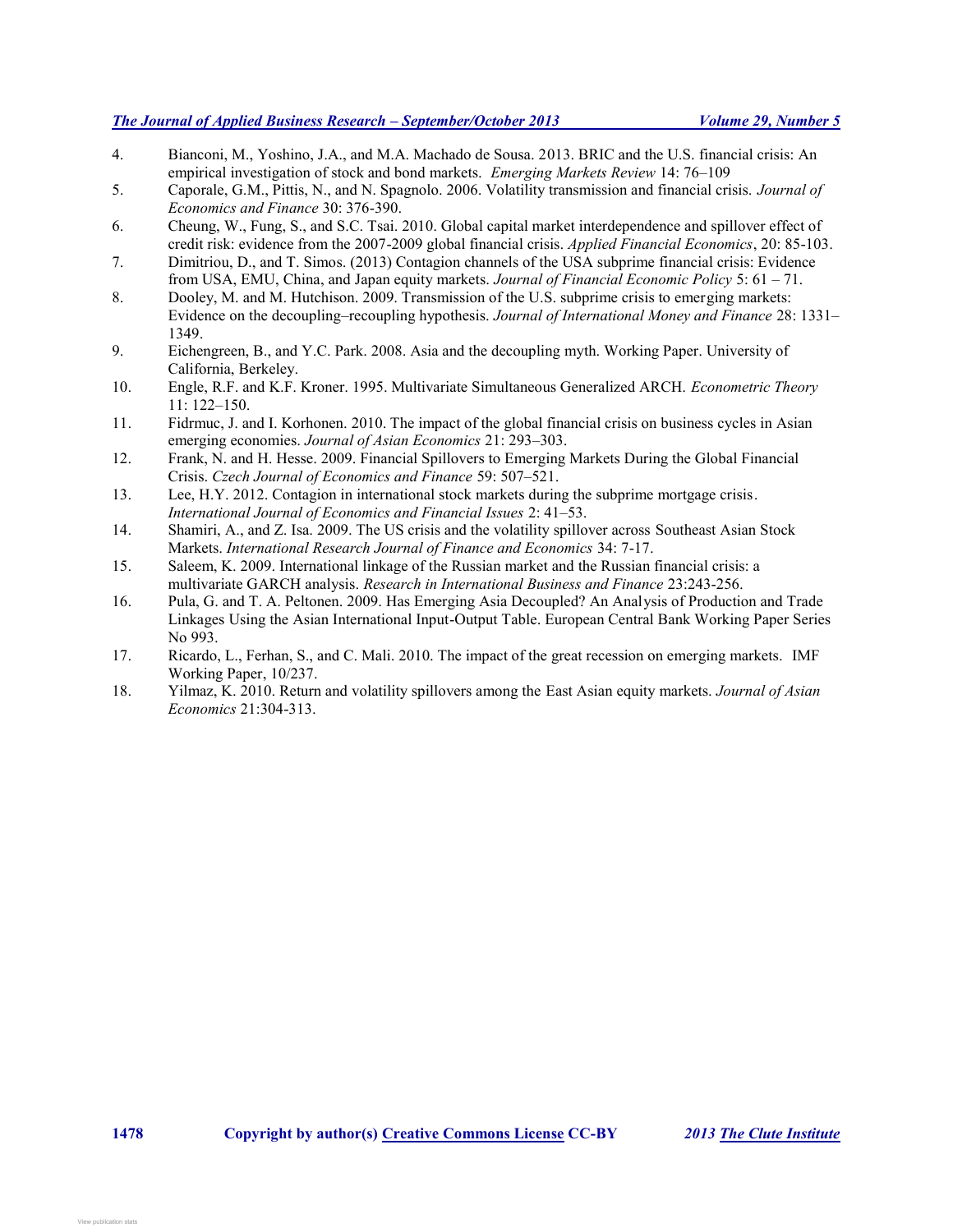4. Bianconi, M., Yoshino, J.A., and M.A. Machado de Sousa. 2013. BRIC and the U.S. financial crisis: An empirical investigation of stock and bond markets. *Emerging Markets Review* 14: 76–109
5. Caporale, G.M., Pittis, N., and N. Spagnolo. 2006. Volatility transmission and financial crisis. *Journal of Economics and Finance* 30: 376-390.
6. Cheung, W., Fung, S., and S.C. Tsai. 2010. Global capital market interdependence and spillover effect of credit risk: evidence from the 2007-2009 global financial crisis. *Applied Financial Economics*, 20: 85-103.
7. Dimitriou, D., and T. Simos. (2013) Contagion channels of the USA subprime financial crisis: Evidence from USA, EMU, China, and Japan equity markets. *Journal of Financial Economic Policy* 5: 61 – 71.
8. Dooley, M. and M. Hutchison. 2009. Transmission of the U.S. subprime crisis to emerging markets: Evidence on the decoupling–recoupling hypothesis. *Journal of International Money and Finance* 28: 1331–1349.
9. Eichengreen, B., and Y.C. Park. 2008. Asia and the decoupling myth. Working Paper. University of California, Berkeley.
10. Engle, R.F. and K.F. Kroner. 1995. Multivariate Simultaneous Generalized ARCH. *Econometric Theory* 11: 122–150.
11. Fidrmuc, J. and I. Korhonen. 2010. The impact of the global financial crisis on business cycles in Asian emerging economies. *Journal of Asian Economics* 21: 293–303.
12. Frank, N. and H. Hesse. 2009. Financial Spillovers to Emerging Markets During the Global Financial Crisis. *Czech Journal of Economics and Finance* 59: 507–521.
13. Lee, H.Y. 2012. Contagion in international stock markets during the subprime mortgage crisis. *International Journal of Economics and Financial Issues* 2: 41–53.
14. Shamiri, A., and Z. Isa. 2009. The US crisis and the volatility spillover across Southeast Asian Stock Markets. *International Research Journal of Finance and Economics* 34: 7-17.
15. Saleem, K. 2009. International linkage of the Russian market and the Russian financial crisis: a multivariate GARCH analysis. *Research in International Business and Finance* 23:243-256.
16. Pula, G. and T. A. Peltonen. 2009. Has Emerging Asia Decoupled? An Analysis of Production and Trade Linkages Using the Asian International Input-Output Table. European Central Bank Working Paper Series No 993.
17. Ricardo, L., Ferhan, S., and C. Mali. 2010. The impact of the great recession on emerging markets. IMF Working Paper, 10/237.
18. Yilmaz, K. 2010. Return and volatility spillovers among the East Asian equity markets. *Journal of Asian Economics* 21:304-313.